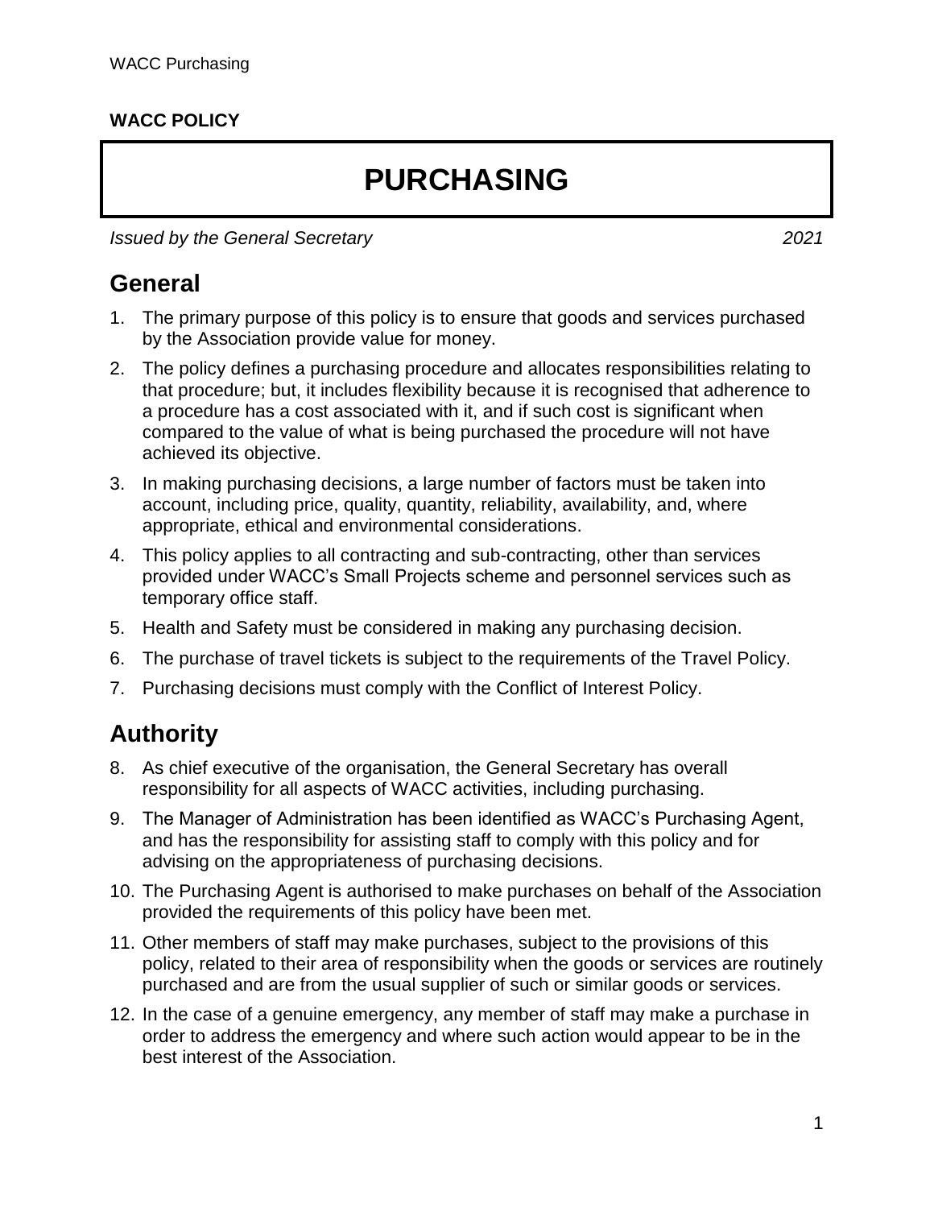**WACC POLICY**

# PURCHASING

*Issued by the General Secretary* *2021*

## General

1. The primary purpose of this policy is to ensure that goods and services purchased by the Association provide value for money.
2. The policy defines a purchasing procedure and allocates responsibilities relating to that procedure; but, it includes flexibility because it is recognised that adherence to a procedure has a cost associated with it, and if such cost is significant when compared to the value of what is being purchased the procedure will not have achieved its objective.
3. In making purchasing decisions, a large number of factors must be taken into account, including price, quality, quantity, reliability, availability, and, where appropriate, ethical and environmental considerations.
4. This policy applies to all contracting and sub-contracting, other than services provided under WACC's Small Projects scheme and personnel services such as temporary office staff.
5. Health and Safety must be considered in making any purchasing decision.
6. The purchase of travel tickets is subject to the requirements of the Travel Policy.
7. Purchasing decisions must comply with the Conflict of Interest Policy.

## Authority

8. As chief executive of the organisation, the General Secretary has overall responsibility for all aspects of WACC activities, including purchasing.
9. The Manager of Administration has been identified as WACC's Purchasing Agent, and has the responsibility for assisting staff to comply with this policy and for advising on the appropriateness of purchasing decisions.
10. The Purchasing Agent is authorised to make purchases on behalf of the Association provided the requirements of this policy have been met.
11. Other members of staff may make purchases, subject to the provisions of this policy, related to their area of responsibility when the goods or services are routinely purchased and are from the usual supplier of such or similar goods or services.
12. In the case of a genuine emergency, any member of staff may make a purchase in order to address the emergency and where such action would appear to be in the best interest of the Association.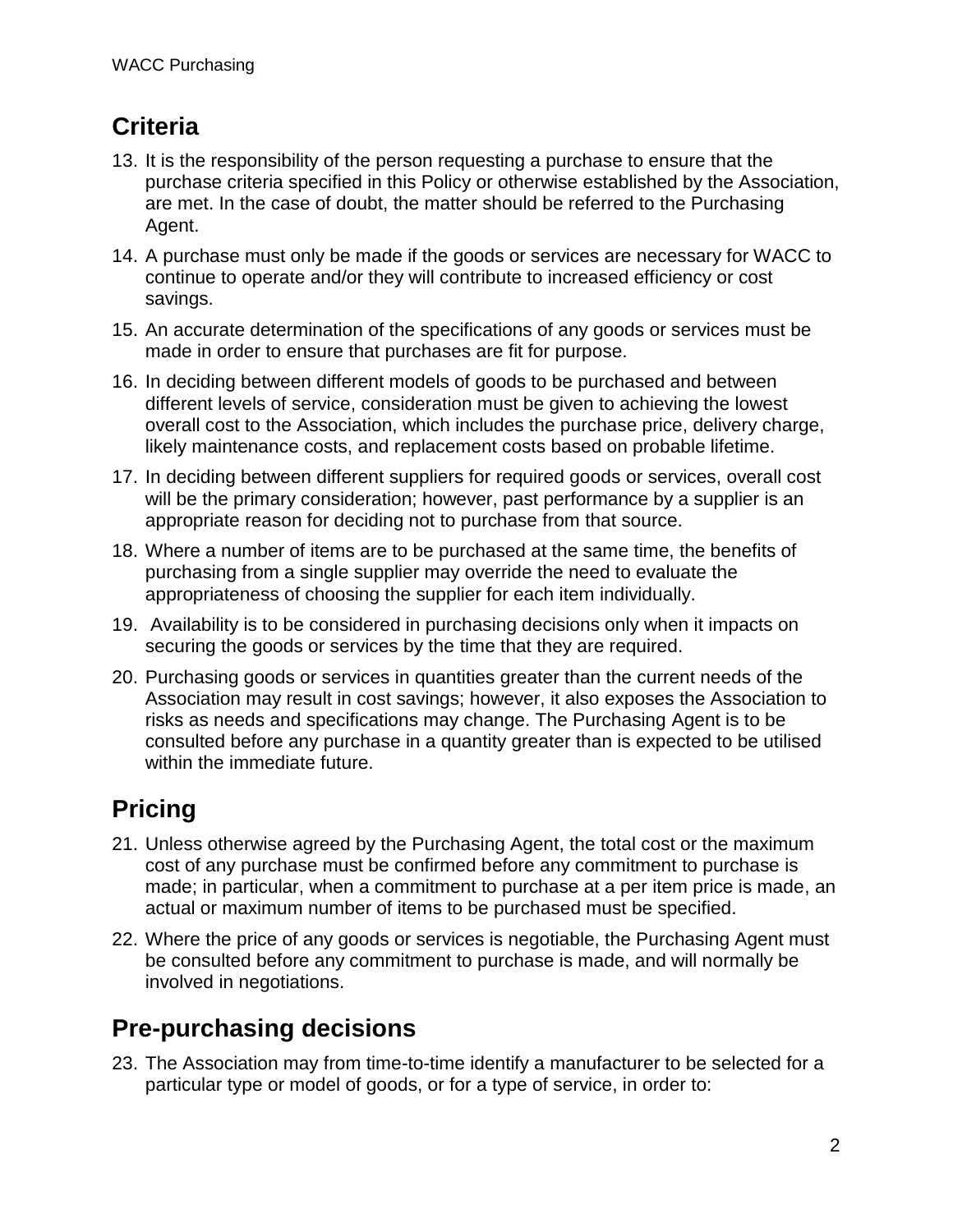## Criteria

13. It is the responsibility of the person requesting a purchase to ensure that the purchase criteria specified in this Policy or otherwise established by the Association, are met. In the case of doubt, the matter should be referred to the Purchasing Agent.
14. A purchase must only be made if the goods or services are necessary for WACC to continue to operate and/or they will contribute to increased efficiency or cost savings.
15. An accurate determination of the specifications of any goods or services must be made in order to ensure that purchases are fit for purpose.
16. In deciding between different models of goods to be purchased and between different levels of service, consideration must be given to achieving the lowest overall cost to the Association, which includes the purchase price, delivery charge, likely maintenance costs, and replacement costs based on probable lifetime.
17. In deciding between different suppliers for required goods or services, overall cost will be the primary consideration; however, past performance by a supplier is an appropriate reason for deciding not to purchase from that source.
18. Where a number of items are to be purchased at the same time, the benefits of purchasing from a single supplier may override the need to evaluate the appropriateness of choosing the supplier for each item individually.
19. Availability is to be considered in purchasing decisions only when it impacts on securing the goods or services by the time that they are required.
20. Purchasing goods or services in quantities greater than the current needs of the Association may result in cost savings; however, it also exposes the Association to risks as needs and specifications may change. The Purchasing Agent is to be consulted before any purchase in a quantity greater than is expected to be utilised within the immediate future.

## Pricing

21. Unless otherwise agreed by the Purchasing Agent, the total cost or the maximum cost of any purchase must be confirmed before any commitment to purchase is made; in particular, when a commitment to purchase at a per item price is made, an actual or maximum number of items to be purchased must be specified.
22. Where the price of any goods or services is negotiable, the Purchasing Agent must be consulted before any commitment to purchase is made, and will normally be involved in negotiations.

## Pre-purchasing decisions

23. The Association may from time-to-time identify a manufacturer to be selected for a particular type or model of goods, or for a type of service, in order to: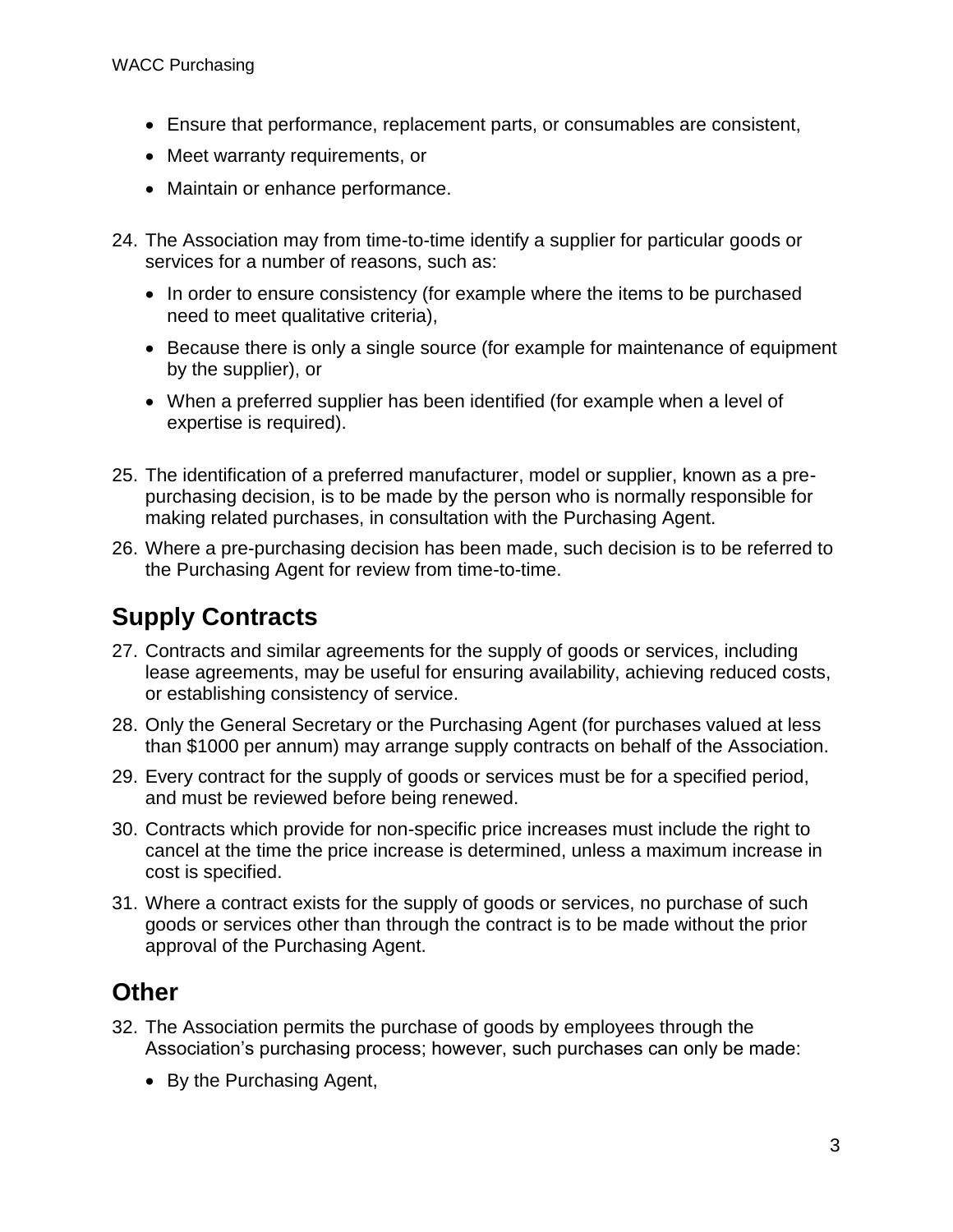- Ensure that performance, replacement parts, or consumables are consistent,
- Meet warranty requirements, or
- Maintain or enhance performance.

24. The Association may from time-to-time identify a supplier for particular goods or services for a number of reasons, such as:
    - In order to ensure consistency (for example where the items to be purchased need to meet qualitative criteria),
    - Because there is only a single source (for example for maintenance of equipment by the supplier), or
    - When a preferred supplier has been identified (for example when a level of expertise is required).
25. The identification of a preferred manufacturer, model or supplier, known as a pre-purchasing decision, is to be made by the person who is normally responsible for making related purchases, in consultation with the Purchasing Agent.
26. Where a pre-purchasing decision has been made, such decision is to be referred to the Purchasing Agent for review from time-to-time.

## Supply Contracts

27. Contracts and similar agreements for the supply of goods or services, including lease agreements, may be useful for ensuring availability, achieving reduced costs, or establishing consistency of service.
28. Only the General Secretary or the Purchasing Agent (for purchases valued at less than $1000 per annum) may arrange supply contracts on behalf of the Association.
29. Every contract for the supply of goods or services must be for a specified period, and must be reviewed before being renewed.
30. Contracts which provide for non-specific price increases must include the right to cancel at the time the price increase is determined, unless a maximum increase in cost is specified.
31. Where a contract exists for the supply of goods or services, no purchase of such goods or services other than through the contract is to be made without the prior approval of the Purchasing Agent.

## Other

32. The Association permits the purchase of goods by employees through the Association's purchasing process; however, such purchases can only be made:
    - By the Purchasing Agent,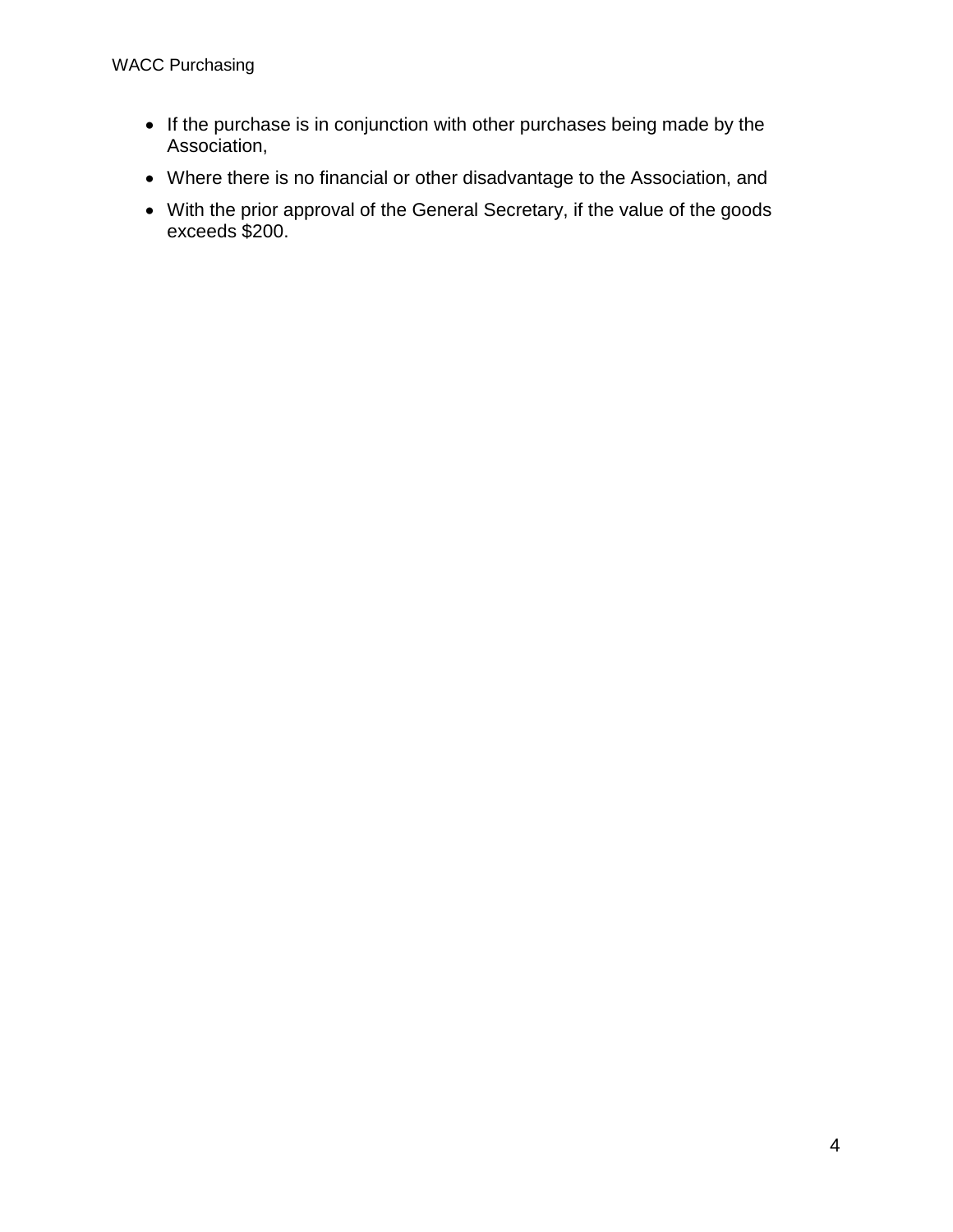- If the purchase is in conjunction with other purchases being made by the Association,
- Where there is no financial or other disadvantage to the Association, and
- With the prior approval of the General Secretary, if the value of the goods exceeds $200.